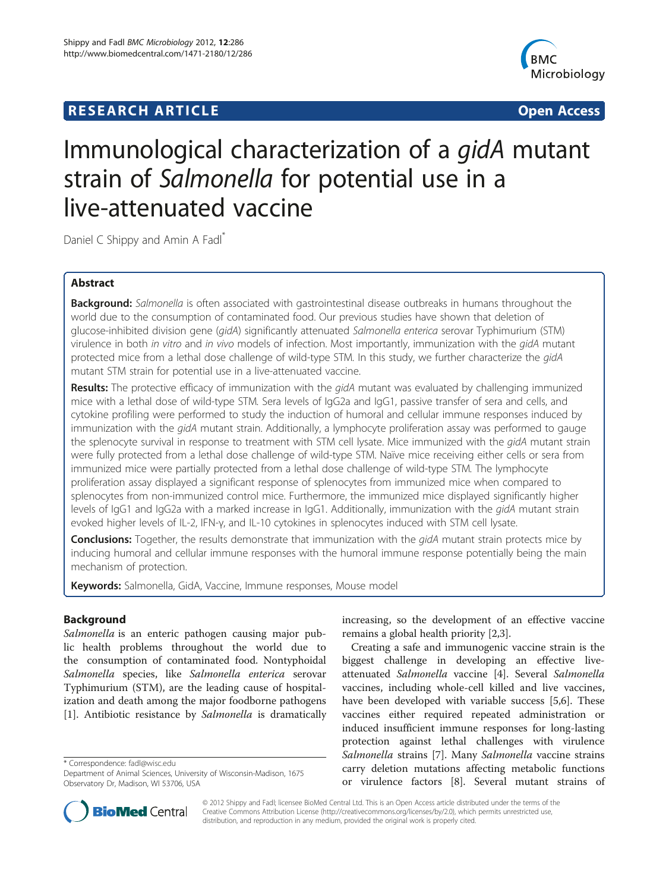**RESEARCH ARTICLE** **Open Access**

# Immunological characterization of a *gidA* mutant strain of *Salmonella* for potential use in a live-attenuated vaccine

Daniel C Shippy and Amin A Fadl*

## Abstract

**Background:** *Salmonella* is often associated with gastrointestinal disease outbreaks in humans throughout the world due to the consumption of contaminated food. Our previous studies have shown that deletion of glucose-inhibited division gene (*gidA*) significantly attenuated *Salmonella enterica* serovar Typhimurium (STM) virulence in both *in vitro* and *in vivo* models of infection. Most importantly, immunization with the *gidA* mutant protected mice from a lethal dose challenge of wild-type STM. In this study, we further characterize the *gidA* mutant STM strain for potential use in a live-attenuated vaccine.

**Results:** The protective efficacy of immunization with the *gidA* mutant was evaluated by challenging immunized mice with a lethal dose of wild-type STM. Sera levels of IgG2a and IgG1, passive transfer of sera and cells, and cytokine profiling were performed to study the induction of humoral and cellular immune responses induced by immunization with the *gidA* mutant strain. Additionally, a lymphocyte proliferation assay was performed to gauge the splenocyte survival in response to treatment with STM cell lysate. Mice immunized with the *gidA* mutant strain were fully protected from a lethal dose challenge of wild-type STM. Naïve mice receiving either cells or sera from immunized mice were partially protected from a lethal dose challenge of wild-type STM. The lymphocyte proliferation assay displayed a significant response of splenocytes from immunized mice when compared to splenocytes from non-immunized control mice. Furthermore, the immunized mice displayed significantly higher levels of IgG1 and IgG2a with a marked increase in IgG1. Additionally, immunization with the *gidA* mutant strain evoked higher levels of IL-2, IFN-γ, and IL-10 cytokines in splenocytes induced with STM cell lysate.

**Conclusions:** Together, the results demonstrate that immunization with the *gidA* mutant strain protects mice by inducing humoral and cellular immune responses with the humoral immune response potentially being the main mechanism of protection.

**Keywords:** Salmonella, GidA, Vaccine, Immune responses, Mouse model

## Background

*Salmonella* is an enteric pathogen causing major public health problems throughout the world due to the consumption of contaminated food. Nontyphoidal *Salmonella* species, like *Salmonella enterica* serovar Typhimurium (STM), are the leading cause of hospitalization and death among the major foodborne pathogens [1]. Antibiotic resistance by *Salmonella* is dramatically increasing, so the development of an effective vaccine remains a global health priority [2,3].

Creating a safe and immunogenic vaccine strain is the biggest challenge in developing an effective live-attenuated *Salmonella* vaccine [4]. Several *Salmonella* vaccines, including whole-cell killed and live vaccines, have been developed with variable success [5,6]. These vaccines either required repeated administration or induced insufficient immune responses for long-lasting protection against lethal challenges with virulence *Salmonella* strains [7]. Many *Salmonella* vaccine strains carry deletion mutations affecting metabolic functions or virulence factors [8]. Several mutant strains of

\* Correspondence: fadl@wisc.edu
Department of Animal Sciences, University of Wisconsin-Madison, 1675 Observatory Dr, Madison, WI 53706, USA

© 2012 Shippy and Fadl; licensee BioMed Central Ltd. This is an Open Access article distributed under the terms of the Creative Commons Attribution License (http://creativecommons.org/licenses/by/2.0), which permits unrestricted use, distribution, and reproduction in any medium, provided the original work is properly cited.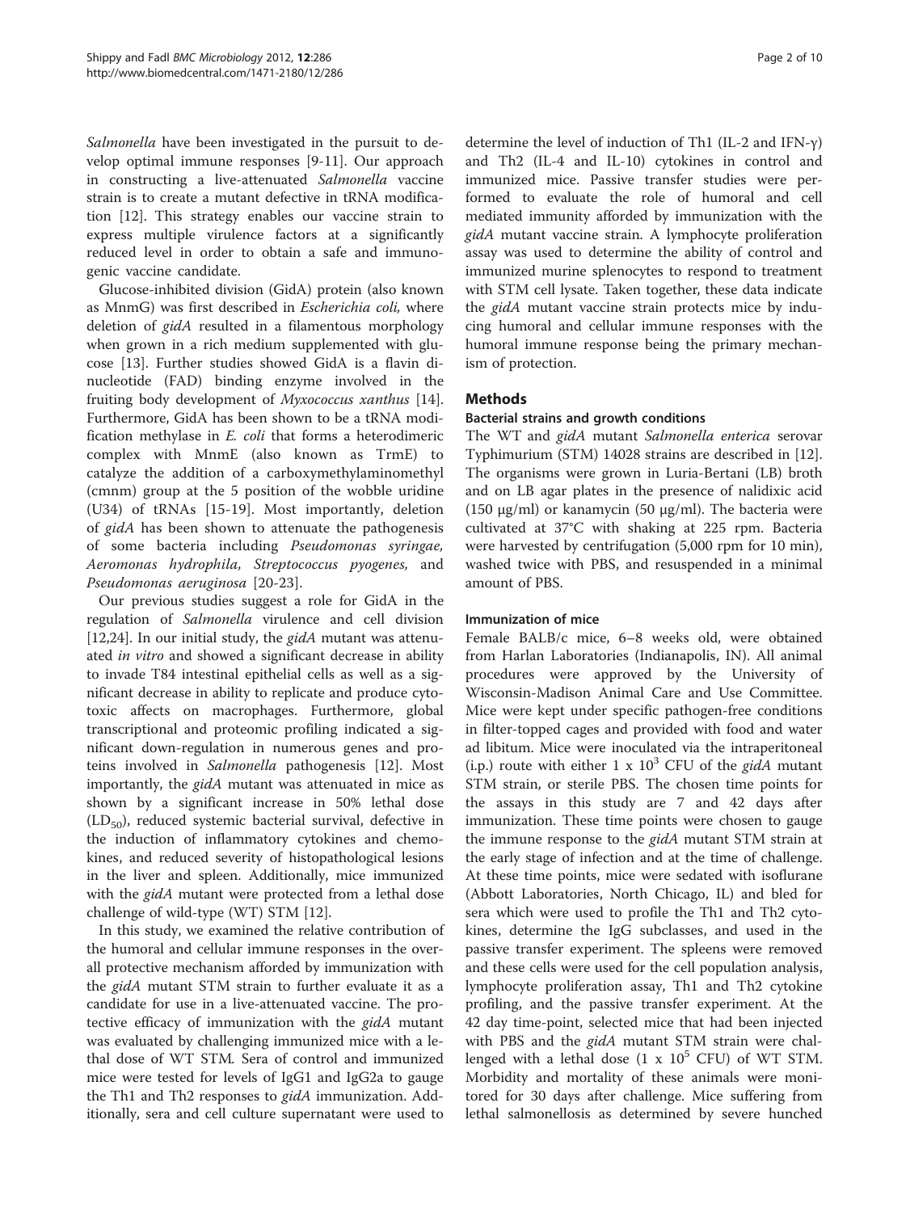*Salmonella* have been investigated in the pursuit to develop optimal immune responses [9-11]. Our approach in constructing a live-attenuated *Salmonella* vaccine strain is to create a mutant defective in tRNA modification [12]. This strategy enables our vaccine strain to express multiple virulence factors at a significantly reduced level in order to obtain a safe and immunogenic vaccine candidate.

Glucose-inhibited division (GidA) protein (also known as MnmG) was first described in *Escherichia coli,* where deletion of *gidA* resulted in a filamentous morphology when grown in a rich medium supplemented with glucose [13]. Further studies showed GidA is a flavin dinucleotide (FAD) binding enzyme involved in the fruiting body development of *Myxococcus xanthus* [14]. Furthermore, GidA has been shown to be a tRNA modification methylase in *E. coli* that forms a heterodimeric complex with MnmE (also known as TrmE) to catalyze the addition of a carboxymethylaminomethyl (cmnm) group at the 5 position of the wobble uridine (U34) of tRNAs [15-19]. Most importantly, deletion of *gidA* has been shown to attenuate the pathogenesis of some bacteria including *Pseudomonas syringae, Aeromonas hydrophila, Streptococcus pyogenes,* and *Pseudomonas aeruginosa* [20-23].

Our previous studies suggest a role for GidA in the regulation of *Salmonella* virulence and cell division [12,24]. In our initial study, the *gidA* mutant was attenuated *in vitro* and showed a significant decrease in ability to invade T84 intestinal epithelial cells as well as a significant decrease in ability to replicate and produce cytotoxic affects on macrophages. Furthermore, global transcriptional and proteomic profiling indicated a significant down-regulation in numerous genes and proteins involved in *Salmonella* pathogenesis [12]. Most importantly, the *gidA* mutant was attenuated in mice as shown by a significant increase in 50% lethal dose ($LD_{50}$), reduced systemic bacterial survival, defective in the induction of inflammatory cytokines and chemokines, and reduced severity of histopathological lesions in the liver and spleen. Additionally, mice immunized with the *gidA* mutant were protected from a lethal dose challenge of wild-type (WT) STM [12].

In this study, we examined the relative contribution of the humoral and cellular immune responses in the overall protective mechanism afforded by immunization with the *gidA* mutant STM strain to further evaluate it as a candidate for use in a live-attenuated vaccine. The protective efficacy of immunization with the *gidA* mutant was evaluated by challenging immunized mice with a lethal dose of WT STM. Sera of control and immunized mice were tested for levels of IgG1 and IgG2a to gauge the Th1 and Th2 responses to *gidA* immunization. Additionally, sera and cell culture supernatant were used to determine the level of induction of Th1 (IL-2 and IFN-γ) and Th2 (IL-4 and IL-10) cytokines in control and immunized mice. Passive transfer studies were performed to evaluate the role of humoral and cell mediated immunity afforded by immunization with the *gidA* mutant vaccine strain. A lymphocyte proliferation assay was used to determine the ability of control and immunized murine splenocytes to respond to treatment with STM cell lysate. Taken together, these data indicate the *gidA* mutant vaccine strain protects mice by inducing humoral and cellular immune responses with the humoral immune response being the primary mechanism of protection.

## Methods

### Bacterial strains and growth conditions

The WT and *gidA* mutant *Salmonella enterica* serovar Typhimurium (STM) 14028 strains are described in [12]. The organisms were grown in Luria-Bertani (LB) broth and on LB agar plates in the presence of nalidixic acid (150 μg/ml) or kanamycin (50 μg/ml). The bacteria were cultivated at 37°C with shaking at 225 rpm. Bacteria were harvested by centrifugation (5,000 rpm for 10 min), washed twice with PBS, and resuspended in a minimal amount of PBS.

### Immunization of mice

Female BALB/c mice, 6–8 weeks old, were obtained from Harlan Laboratories (Indianapolis, IN). All animal procedures were approved by the University of Wisconsin-Madison Animal Care and Use Committee. Mice were kept under specific pathogen-free conditions in filter-topped cages and provided with food and water ad libitum. Mice were inoculated via the intraperitoneal (i.p.) route with either $1 \times 10^3$ CFU of the *gidA* mutant STM strain, or sterile PBS. The chosen time points for the assays in this study are 7 and 42 days after immunization. These time points were chosen to gauge the immune response to the *gidA* mutant STM strain at the early stage of infection and at the time of challenge. At these time points, mice were sedated with isoflurane (Abbott Laboratories, North Chicago, IL) and bled for sera which were used to profile the Th1 and Th2 cytokines, determine the IgG subclasses, and used in the passive transfer experiment. The spleens were removed and these cells were used for the cell population analysis, lymphocyte proliferation assay, Th1 and Th2 cytokine profiling, and the passive transfer experiment. At the 42 day time-point, selected mice that had been injected with PBS and the *gidA* mutant STM strain were challenged with a lethal dose ($1 \times 10^5$ CFU) of WT STM. Morbidity and mortality of these animals were monitored for 30 days after challenge. Mice suffering from lethal salmonellosis as determined by severe hunched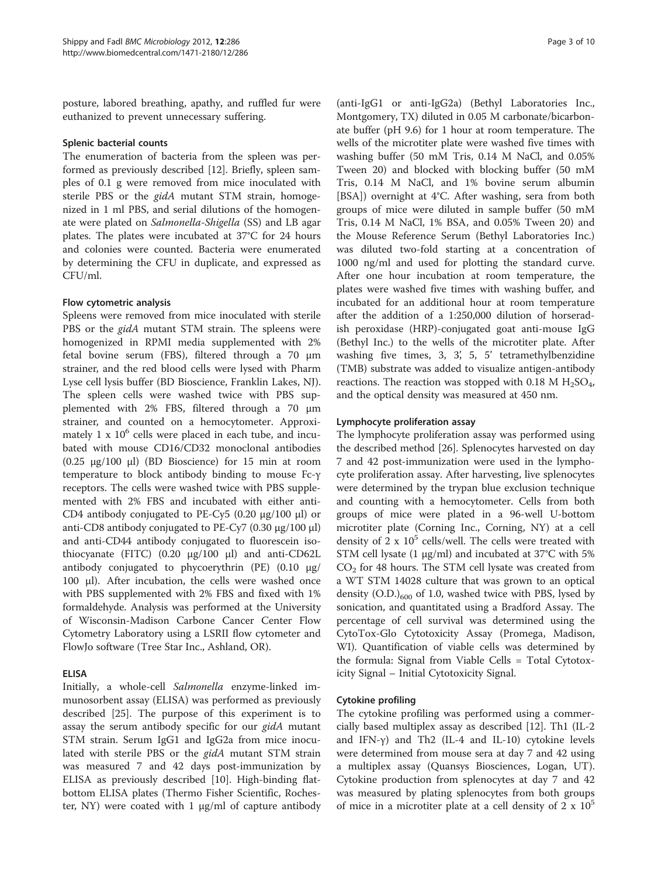posture, labored breathing, apathy, and ruffled fur were euthanized to prevent unnecessary suffering.

#### Splenic bacterial counts

The enumeration of bacteria from the spleen was performed as previously described [12]. Briefly, spleen samples of 0.1 g were removed from mice inoculated with sterile PBS or the *gidA* mutant STM strain, homogenized in 1 ml PBS, and serial dilutions of the homogenate were plated on *Salmonella-Shigella* (SS) and LB agar plates. The plates were incubated at 37°C for 24 hours and colonies were counted. Bacteria were enumerated by determining the CFU in duplicate, and expressed as CFU/ml.

#### Flow cytometric analysis

Spleens were removed from mice inoculated with sterile PBS or the *gidA* mutant STM strain. The spleens were homogenized in RPMI media supplemented with 2% fetal bovine serum (FBS), filtered through a 70 μm strainer, and the red blood cells were lysed with Pharm Lyse cell lysis buffer (BD Bioscience, Franklin Lakes, NJ). The spleen cells were washed twice with PBS supplemented with 2% FBS, filtered through a 70 μm strainer, and counted on a hemocytometer. Approximately 1 x $10^6$ cells were placed in each tube, and incubated with mouse CD16/CD32 monoclonal antibodies (0.25 μg/100 μl) (BD Bioscience) for 15 min at room temperature to block antibody binding to mouse Fc-γ receptors. The cells were washed twice with PBS supplemented with 2% FBS and incubated with either anti-CD4 antibody conjugated to PE-Cy5 (0.20 μg/100 μl) or anti-CD8 antibody conjugated to PE-Cy7 (0.30 μg/100 μl) and anti-CD44 antibody conjugated to fluorescein isothiocyanate (FITC) (0.20 μg/100 μl) and anti-CD62L antibody conjugated to phycoerythrin (PE) (0.10 μg/100 μl). After incubation, the cells were washed once with PBS supplemented with 2% FBS and fixed with 1% formaldehyde. Analysis was performed at the University of Wisconsin-Madison Carbone Cancer Center Flow Cytometry Laboratory using a LSRII flow cytometer and FlowJo software (Tree Star Inc., Ashland, OR).

#### ELISA

Initially, a whole-cell *Salmonella* enzyme-linked immunosorbent assay (ELISA) was performed as previously described [25]. The purpose of this experiment is to assay the serum antibody specific for our *gidA* mutant STM strain. Serum IgG1 and IgG2a from mice inoculated with sterile PBS or the *gidA* mutant STM strain was measured 7 and 42 days post-immunization by ELISA as previously described [10]. High-binding flat-bottom ELISA plates (Thermo Fisher Scientific, Rochester, NY) were coated with 1 μg/ml of capture antibody (anti-IgG1 or anti-IgG2a) (Bethyl Laboratories Inc., Montgomery, TX) diluted in 0.05 M carbonate/bicarbonate buffer (pH 9.6) for 1 hour at room temperature. The wells of the microtiter plate were washed five times with washing buffer (50 mM Tris, 0.14 M NaCl, and 0.05% Tween 20) and blocked with blocking buffer (50 mM Tris, 0.14 M NaCl, and 1% bovine serum albumin [BSA]) overnight at 4°C. After washing, sera from both groups of mice were diluted in sample buffer (50 mM Tris, 0.14 M NaCl, 1% BSA, and 0.05% Tween 20) and the Mouse Reference Serum (Bethyl Laboratories Inc.) was diluted two-fold starting at a concentration of 1000 ng/ml and used for plotting the standard curve. After one hour incubation at room temperature, the plates were washed five times with washing buffer, and incubated for an additional hour at room temperature after the addition of a 1:250,000 dilution of horseradish peroxidase (HRP)-conjugated goat anti-mouse IgG (Bethyl Inc.) to the wells of the microtiter plate. After washing five times, 3, 3', 5, 5' tetramethylbenzidine (TMB) substrate was added to visualize antigen-antibody reactions. The reaction was stopped with 0.18 M $H_2SO_4$, and the optical density was measured at 450 nm.

#### Lymphocyte proliferation assay

The lymphocyte proliferation assay was performed using the described method [26]. Splenocytes harvested on day 7 and 42 post-immunization were used in the lymphocyte proliferation assay. After harvesting, live splenocytes were determined by the trypan blue exclusion technique and counting with a hemocytometer. Cells from both groups of mice were plated in a 96-well U-bottom microtiter plate (Corning Inc., Corning, NY) at a cell density of 2 x $10^5$ cells/well. The cells were treated with STM cell lysate (1 μg/ml) and incubated at 37°C with 5% $CO_2$ for 48 hours. The STM cell lysate was created from a WT STM 14028 culture that was grown to an optical density $(O.D.)_{600}$ of 1.0, washed twice with PBS, lysed by sonication, and quantitated using a Bradford Assay. The percentage of cell survival was determined using the CytoTox-Glo Cytotoxicity Assay (Promega, Madison, WI). Quantification of viable cells was determined by the formula: Signal from Viable Cells = Total Cytotoxicity Signal – Initial Cytotoxicity Signal.

#### Cytokine profiling

The cytokine profiling was performed using a commercially based multiplex assay as described [12]. Th1 (IL-2 and IFN-γ) and Th2 (IL-4 and IL-10) cytokine levels were determined from mouse sera at day 7 and 42 using a multiplex assay (Quansys Biosciences, Logan, UT). Cytokine production from splenocytes at day 7 and 42 was measured by plating splenocytes from both groups of mice in a microtiter plate at a cell density of 2 x $10^5$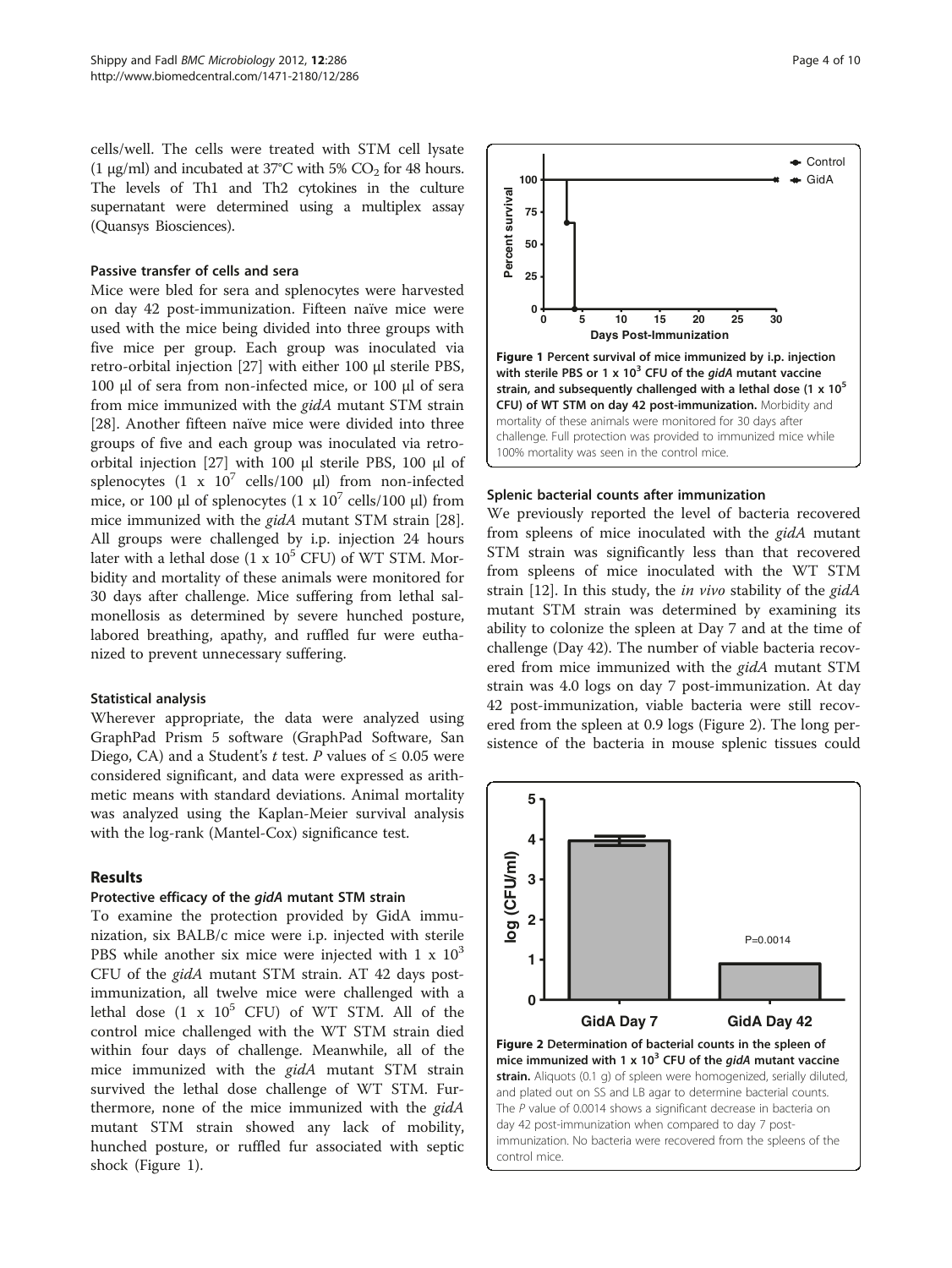cells/well. The cells were treated with STM cell lysate (1 μg/ml) and incubated at 37°C with 5% $CO_2$ for 48 hours. The levels of Th1 and Th2 cytokines in the culture supernatant were determined using a multiplex assay (Quansys Biosciences).

#### Passive transfer of cells and sera

Mice were bled for sera and splenocytes were harvested on day 42 post-immunization. Fifteen naïve mice were used with the mice being divided into three groups with five mice per group. Each group was inoculated via retro-orbital injection [27] with either 100 μl sterile PBS, 100 μl of sera from non-infected mice, or 100 μl of sera from mice immunized with the *gidA* mutant STM strain [28]. Another fifteen naïve mice were divided into three groups of five and each group was inoculated via retro-orbital injection [27] with 100 μl sterile PBS, 100 μl of splenocytes (1 x $10^7$ cells/100 μl) from non-infected mice, or 100 μl of splenocytes (1 x $10^7$ cells/100 μl) from mice immunized with the *gidA* mutant STM strain [28]. All groups were challenged by i.p. injection 24 hours later with a lethal dose (1 x $10^5$ CFU) of WT STM. Morbidity and mortality of these animals were monitored for 30 days after challenge. Mice suffering from lethal salmonellosis as determined by severe hunched posture, labored breathing, apathy, and ruffled fur were euthanized to prevent unnecessary suffering.

#### Statistical analysis

Wherever appropriate, the data were analyzed using GraphPad Prism 5 software (GraphPad Software, San Diego, CA) and a Student's *t* test. *P* values of ≤ 0.05 were considered significant, and data were expressed as arithmetic means with standard deviations. Animal mortality was analyzed using the Kaplan-Meier survival analysis with the log-rank (Mantel-Cox) significance test.

## Results

#### Protective efficacy of the *gidA* mutant STM strain

To examine the protection provided by GidA immunization, six BALB/c mice were i.p. injected with sterile PBS while another six mice were injected with 1 x $10^3$ CFU of the *gidA* mutant STM strain. AT 42 days post-immunization, all twelve mice were challenged with a lethal dose (1 x $10^5$ CFU) of WT STM. All of the control mice challenged with the WT STM strain died within four days of challenge. Meanwhile, all of the mice immunized with the *gidA* mutant STM strain survived the lethal dose challenge of WT STM. Furthermore, none of the mice immunized with the *gidA* mutant STM strain showed any lack of mobility, hunched posture, or ruffled fur associated with septic shock (Figure 1).

**Figure 1 Percent survival of mice immunized by i.p. injection with sterile PBS or 1 x $10^3$ CFU of the *gidA* mutant vaccine strain, and subsequently challenged with a lethal dose (1 x $10^5$ CFU) of WT STM on day 42 post-immunization.** Morbidity and mortality of these animals were monitored for 30 days after challenge. Full protection was provided to immunized mice while 100% mortality was seen in the control mice.

#### Splenic bacterial counts after immunization

We previously reported the level of bacteria recovered from spleens of mice inoculated with the *gidA* mutant STM strain was significantly less than that recovered from spleens of mice inoculated with the WT STM strain [12]. In this study, the *in vivo* stability of the *gidA* mutant STM strain was determined by examining its ability to colonize the spleen at Day 7 and at the time of challenge (Day 42). The number of viable bacteria recovered from mice immunized with the *gidA* mutant STM strain was 4.0 logs on day 7 post-immunization. At day 42 post-immunization, viable bacteria were still recovered from the spleen at 0.9 logs (Figure 2). The long persistence of the bacteria in mouse splenic tissues could

**Figure 2 Determination of bacterial counts in the spleen of mice immunized with 1 x $10^3$ CFU of the *gidA* mutant vaccine strain.** Aliquots (0.1 g) of spleen were homogenized, serially diluted, and plated out on SS and LB agar to determine bacterial counts. The *P* value of 0.0014 shows a significant decrease in bacteria on day 42 post-immunization when compared to day 7 post-immunization. No bacteria were recovered from the spleens of the control mice.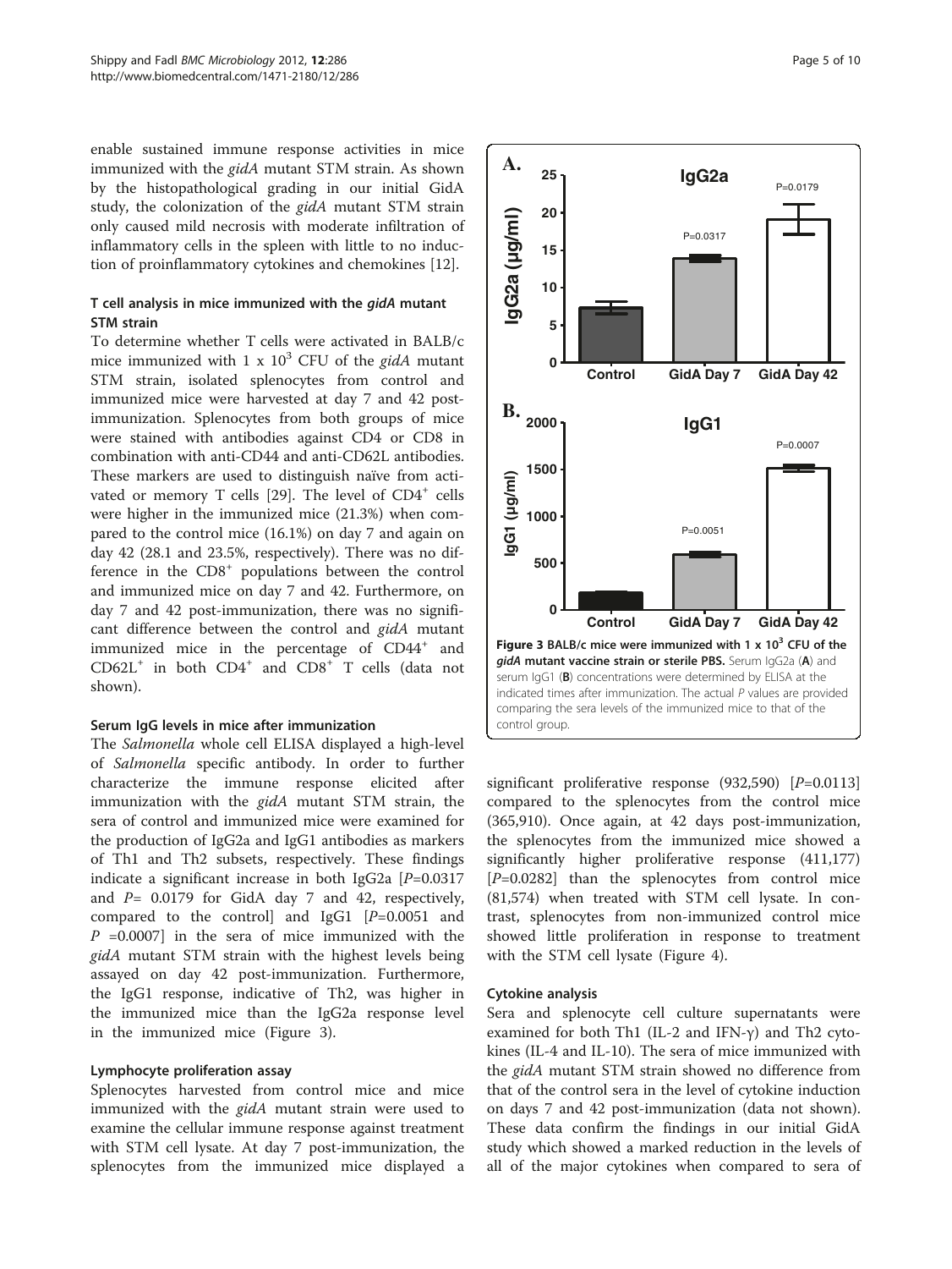enable sustained immune response activities in mice immunized with the *gidA* mutant STM strain. As shown by the histopathological grading in our initial GidA study, the colonization of the *gidA* mutant STM strain only caused mild necrosis with moderate infiltration of inflammatory cells in the spleen with little to no induction of proinflammatory cytokines and chemokines [12].

### T cell analysis in mice immunized with the *gidA* mutant STM strain

To determine whether T cells were activated in BALB/c mice immunized with 1 x $10^3$ CFU of the *gidA* mutant STM strain, isolated splenocytes from control and immunized mice were harvested at day 7 and 42 post-immunization. Splenocytes from both groups of mice were stained with antibodies against CD4 or CD8 in combination with anti-CD44 and anti-CD62L antibodies. These markers are used to distinguish naïve from activated or memory T cells [29]. The level of $CD4^+$ cells were higher in the immunized mice (21.3%) when compared to the control mice (16.1%) on day 7 and again on day 42 (28.1 and 23.5%, respectively). There was no difference in the $CD8^+$ populations between the control and immunized mice on day 7 and 42. Furthermore, on day 7 and 42 post-immunization, there was no significant difference between the control and *gidA* mutant immunized mice in the percentage of $CD44^+$ and $CD62L^+$ in both $CD4^+$ and $CD8^+$ T cells (data not shown).

### Serum IgG levels in mice after immunization

The *Salmonella* whole cell ELISA displayed a high-level of *Salmonella* specific antibody. In order to further characterize the immune response elicited after immunization with the *gidA* mutant STM strain, the sera of control and immunized mice were examined for the production of IgG2a and IgG1 antibodies as markers of Th1 and Th2 subsets, respectively. These findings indicate a significant increase in both IgG2a [$P$=0.0317 and $P$= 0.0179 for GidA day 7 and 42, respectively, compared to the control] and IgG1 [$P$=0.0051 and $P$ =0.0007] in the sera of mice immunized with the *gidA* mutant STM strain with the highest levels being assayed on day 42 post-immunization. Furthermore, the IgG1 response, indicative of Th2, was higher in the immunized mice than the IgG2a response level in the immunized mice (Figure 3).

**Figure 3 BALB/c mice were immunized with 1 x $10^3$ CFU of the *gidA* mutant vaccine strain or sterile PBS.** Serum IgG2a (**A**) and serum IgG1 (**B**) concentrations were determined by ELISA at the indicated times after immunization. The actual $P$ values are provided comparing the sera levels of the immunized mice to that of the control group.

### Lymphocyte proliferation assay

Splenocytes harvested from control mice and mice immunized with the *gidA* mutant strain were used to examine the cellular immune response against treatment with STM cell lysate. At day 7 post-immunization, the splenocytes from the immunized mice displayed a significant proliferative response (932,590) [$P$=0.0113] compared to the splenocytes from the control mice (365,910). Once again, at 42 days post-immunization, the splenocytes from the immunized mice showed a significantly higher proliferative response (411,177) [$P$=0.0282] than the splenocytes from control mice (81,574) when treated with STM cell lysate. In contrast, splenocytes from non-immunized control mice showed little proliferation in response to treatment with the STM cell lysate (Figure 4).

### Cytokine analysis

Sera and splenocyte cell culture supernatants were examined for both Th1 (IL-2 and IFN-γ) and Th2 cytokines (IL-4 and IL-10). The sera of mice immunized with the *gidA* mutant STM strain showed no difference from that of the control sera in the level of cytokine induction on days 7 and 42 post-immunization (data not shown). These data confirm the findings in our initial GidA study which showed a marked reduction in the levels of all of the major cytokines when compared to sera of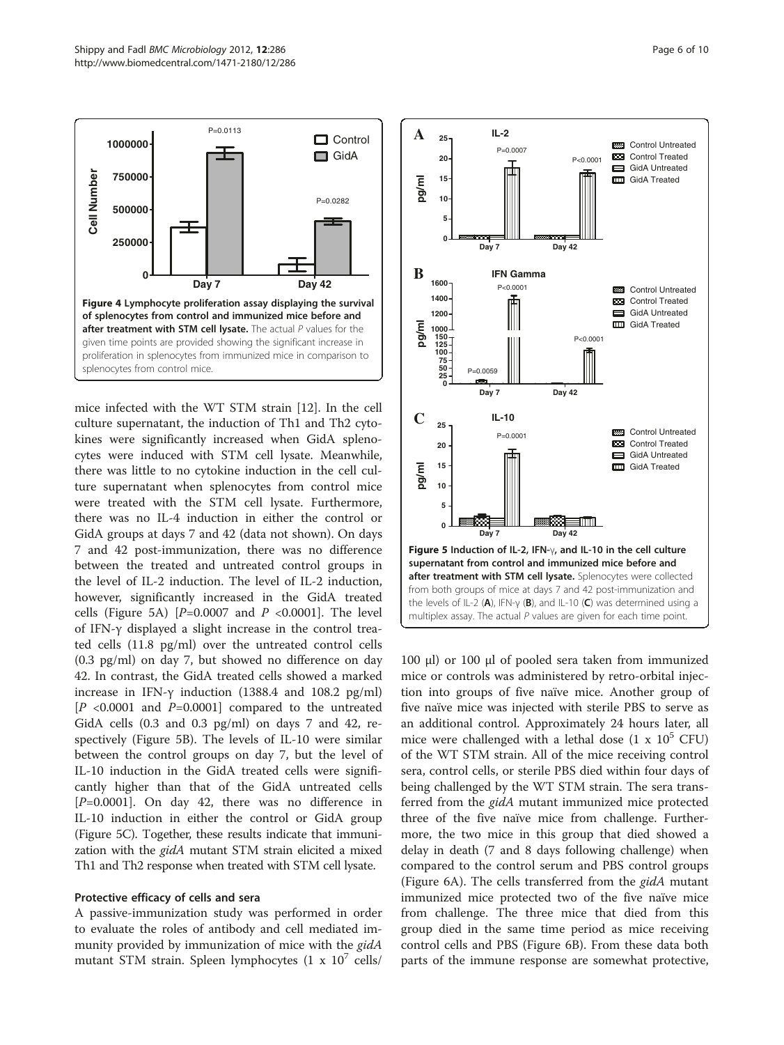**Figure 4 Lymphocyte proliferation assay displaying the survival of splenocytes from control and immunized mice before and after treatment with STM cell lysate.** The actual *P* values for the given time points are provided showing the significant increase in proliferation in splenocytes from immunized mice in comparison to splenocytes from control mice.

mice infected with the WT STM strain [12]. In the cell culture supernatant, the induction of Th1 and Th2 cytokines were significantly increased when GidA splenocytes were induced with STM cell lysate. Meanwhile, there was little to no cytokine induction in the cell culture supernatant when splenocytes from control mice were treated with the STM cell lysate. Furthermore, there was no IL-4 induction in either the control or GidA groups at days 7 and 42 (data not shown). On days 7 and 42 post-immunization, there was no difference between the treated and untreated control groups in the level of IL-2 induction. The level of IL-2 induction, however, significantly increased in the GidA treated cells (Figure 5A) [$P$=0.0007 and $P$ <0.0001]. The level of IFN-γ displayed a slight increase in the control treated cells (11.8 pg/ml) over the untreated control cells (0.3 pg/ml) on day 7, but showed no difference on day 42. In contrast, the GidA treated cells showed a marked increase in IFN-γ induction (1388.4 and 108.2 pg/ml) [$P$ <0.0001 and $P$=0.0001] compared to the untreated GidA cells (0.3 and 0.3 pg/ml) on days 7 and 42, respectively (Figure 5B). The levels of IL-10 were similar between the control groups on day 7, but the level of IL-10 induction in the GidA treated cells were significantly higher than that of the GidA untreated cells [$P$=0.0001]. On day 42, there was no difference in IL-10 induction in either the control or GidA group (Figure 5C). Together, these results indicate that immunization with the *gidA* mutant STM strain elicited a mixed Th1 and Th2 response when treated with STM cell lysate.

### Protective efficacy of cells and sera

A passive-immunization study was performed in order to evaluate the roles of antibody and cell mediated immunity provided by immunization of mice with the *gidA* mutant STM strain. Spleen lymphocytes ($1 \times 10^7$ cells/100 μl) or 100 μl of pooled sera taken from immunized mice or controls was administered by retro-orbital injection into groups of five naïve mice. Another group of five naïve mice was injected with sterile PBS to serve as an additional control. Approximately 24 hours later, all mice were challenged with a lethal dose ($1 \times 10^5$ CFU) of the WT STM strain. All of the mice receiving control sera, control cells, or sterile PBS died within four days of being challenged by the WT STM strain. The sera transferred from the *gidA* mutant immunized mice protected three of the five naïve mice from challenge. Furthermore, the two mice in this group that died showed a delay in death (7 and 8 days following challenge) when compared to the control serum and PBS control groups (Figure 6A). The cells transferred from the *gidA* mutant immunized mice protected two of the five naïve mice from challenge. The three mice that died from this group died in the same time period as mice receiving control cells and PBS (Figure 6B). From these data both parts of the immune response are somewhat protective,

**Figure 5 Induction of IL-2, IFN-γ, and IL-10 in the cell culture supernatant from control and immunized mice before and after treatment with STM cell lysate.** Splenocytes were collected from both groups of mice at days 7 and 42 post-immunization and the levels of IL-2 (**A**), IFN-γ (**B**), and IL-10 (**C**) was determined using a multiplex assay. The actual *P* values are given for each time point.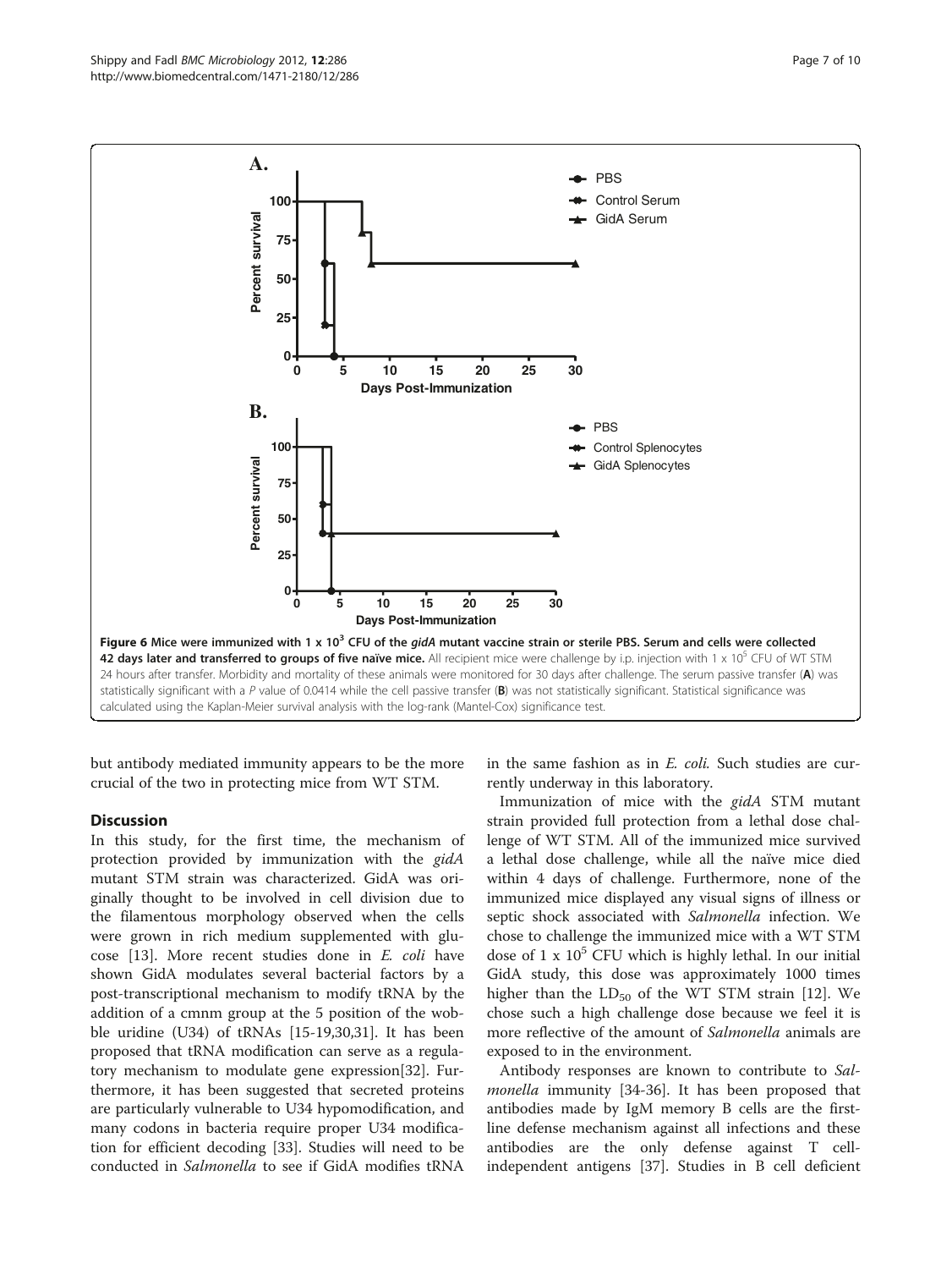**Figure 6 Mice were immunized with 1 x 10$^3$ CFU of the *gidA* mutant vaccine strain or sterile PBS. Serum and cells were collected 42 days later and transferred to groups of five naïve mice.** All recipient mice were challenge by i.p. injection with 1 x 10$^5$ CFU of WT STM 24 hours after transfer. Morbidity and mortality of these animals were monitored for 30 days after challenge. The serum passive transfer (**A**) was statistically significant with a *P* value of 0.0414 while the cell passive transfer (**B**) was not statistically significant. Statistical significance was calculated using the Kaplan-Meier survival analysis with the log-rank (Mantel-Cox) significance test.

but antibody mediated immunity appears to be the more crucial of the two in protecting mice from WT STM.

## Discussion

In this study, for the first time, the mechanism of protection provided by immunization with the *gidA* mutant STM strain was characterized. GidA was originally thought to be involved in cell division due to the filamentous morphology observed when the cells were grown in rich medium supplemented with glucose [13]. More recent studies done in *E. coli* have shown GidA modulates several bacterial factors by a post-transcriptional mechanism to modify tRNA by the addition of a cmnm group at the 5 position of the wobble uridine (U34) of tRNAs [15-19,30,31]. It has been proposed that tRNA modification can serve as a regulatory mechanism to modulate gene expression[32]. Furthermore, it has been suggested that secreted proteins are particularly vulnerable to U34 hypomodification, and many codons in bacteria require proper U34 modification for efficient decoding [33]. Studies will need to be conducted in *Salmonella* to see if GidA modifies tRNA in the same fashion as in *E. coli.* Such studies are currently underway in this laboratory.

Immunization of mice with the *gidA* STM mutant strain provided full protection from a lethal dose challenge of WT STM. All of the immunized mice survived a lethal dose challenge, while all the naïve mice died within 4 days of challenge. Furthermore, none of the immunized mice displayed any visual signs of illness or septic shock associated with *Salmonella* infection. We chose to challenge the immunized mice with a WT STM dose of 1 x 10$^5$ CFU which is highly lethal. In our initial GidA study, this dose was approximately 1000 times higher than the $LD_{50}$ of the WT STM strain [12]. We chose such a high challenge dose because we feel it is more reflective of the amount of *Salmonella* animals are exposed to in the environment.

Antibody responses are known to contribute to *Salmonella* immunity [34-36]. It has been proposed that antibodies made by IgM memory B cells are the first-line defense mechanism against all infections and these antibodies are the only defense against T cell-independent antigens [37]. Studies in B cell deficient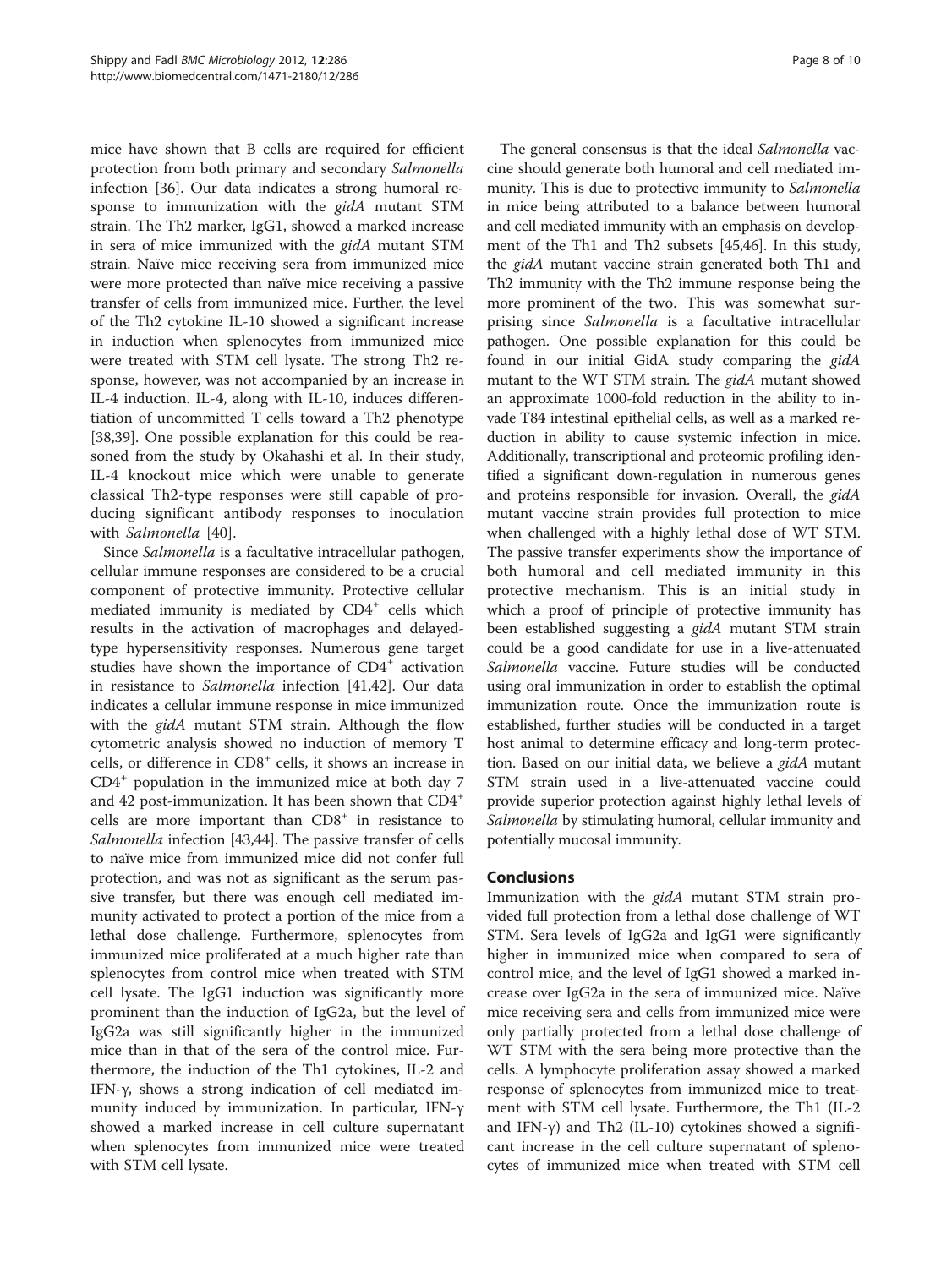mice have shown that B cells are required for efficient protection from both primary and secondary *Salmonella* infection [36]. Our data indicates a strong humoral response to immunization with the *gidA* mutant STM strain. The Th2 marker, IgG1, showed a marked increase in sera of mice immunized with the *gidA* mutant STM strain. Naïve mice receiving sera from immunized mice were more protected than naïve mice receiving a passive transfer of cells from immunized mice. Further, the level of the Th2 cytokine IL-10 showed a significant increase in induction when splenocytes from immunized mice were treated with STM cell lysate. The strong Th2 response, however, was not accompanied by an increase in IL-4 induction. IL-4, along with IL-10, induces differentiation of uncommitted T cells toward a Th2 phenotype [38,39]. One possible explanation for this could be reasoned from the study by Okahashi et al. In their study, IL-4 knockout mice which were unable to generate classical Th2-type responses were still capable of producing significant antibody responses to inoculation with *Salmonella* [40].

Since *Salmonella* is a facultative intracellular pathogen, cellular immune responses are considered to be a crucial component of protective immunity. Protective cellular mediated immunity is mediated by $CD4^{+}$ cells which results in the activation of macrophages and delayed-type hypersensitivity responses. Numerous gene target studies have shown the importance of $CD4^{+}$ activation in resistance to *Salmonella* infection [41,42]. Our data indicates a cellular immune response in mice immunized with the *gidA* mutant STM strain. Although the flow cytometric analysis showed no induction of memory T cells, or difference in $CD8^{+}$ cells, it shows an increase in $CD4^{+}$ population in the immunized mice at both day 7 and 42 post-immunization. It has been shown that $CD4^{+}$ cells are more important than $CD8^{+}$ in resistance to *Salmonella* infection [43,44]. The passive transfer of cells to naïve mice from immunized mice did not confer full protection, and was not as significant as the serum passive transfer, but there was enough cell mediated immunity activated to protect a portion of the mice from a lethal dose challenge. Furthermore, splenocytes from immunized mice proliferated at a much higher rate than splenocytes from control mice when treated with STM cell lysate. The IgG1 induction was significantly more prominent than the induction of IgG2a, but the level of IgG2a was still significantly higher in the immunized mice than in that of the sera of the control mice. Furthermore, the induction of the Th1 cytokines, IL-2 and IFN-γ, shows a strong indication of cell mediated immunity induced by immunization. In particular, IFN-γ showed a marked increase in cell culture supernatant when splenocytes from immunized mice were treated with STM cell lysate.

The general consensus is that the ideal *Salmonella* vaccine should generate both humoral and cell mediated immunity. This is due to protective immunity to *Salmonella* in mice being attributed to a balance between humoral and cell mediated immunity with an emphasis on development of the Th1 and Th2 subsets [45,46]. In this study, the *gidA* mutant vaccine strain generated both Th1 and Th2 immunity with the Th2 immune response being the more prominent of the two. This was somewhat surprising since *Salmonella* is a facultative intracellular pathogen. One possible explanation for this could be found in our initial GidA study comparing the *gidA* mutant to the WT STM strain. The *gidA* mutant showed an approximate 1000-fold reduction in the ability to invade T84 intestinal epithelial cells, as well as a marked reduction in ability to cause systemic infection in mice. Additionally, transcriptional and proteomic profiling identified a significant down-regulation in numerous genes and proteins responsible for invasion. Overall, the *gidA* mutant vaccine strain provides full protection to mice when challenged with a highly lethal dose of WT STM. The passive transfer experiments show the importance of both humoral and cell mediated immunity in this protective mechanism. This is an initial study in which a proof of principle of protective immunity has been established suggesting a *gidA* mutant STM strain could be a good candidate for use in a live-attenuated *Salmonella* vaccine. Future studies will be conducted using oral immunization in order to establish the optimal immunization route. Once the immunization route is established, further studies will be conducted in a target host animal to determine efficacy and long-term protection. Based on our initial data, we believe a *gidA* mutant STM strain used in a live-attenuated vaccine could provide superior protection against highly lethal levels of *Salmonella* by stimulating humoral, cellular immunity and potentially mucosal immunity.

## Conclusions

Immunization with the *gidA* mutant STM strain provided full protection from a lethal dose challenge of WT STM. Sera levels of IgG2a and IgG1 were significantly higher in immunized mice when compared to sera of control mice, and the level of IgG1 showed a marked increase over IgG2a in the sera of immunized mice. Naïve mice receiving sera and cells from immunized mice were only partially protected from a lethal dose challenge of WT STM with the sera being more protective than the cells. A lymphocyte proliferation assay showed a marked response of splenocytes from immunized mice to treatment with STM cell lysate. Furthermore, the Th1 (IL-2 and IFN-γ) and Th2 (IL-10) cytokines showed a significant increase in the cell culture supernatant of splenocytes of immunized mice when treated with STM cell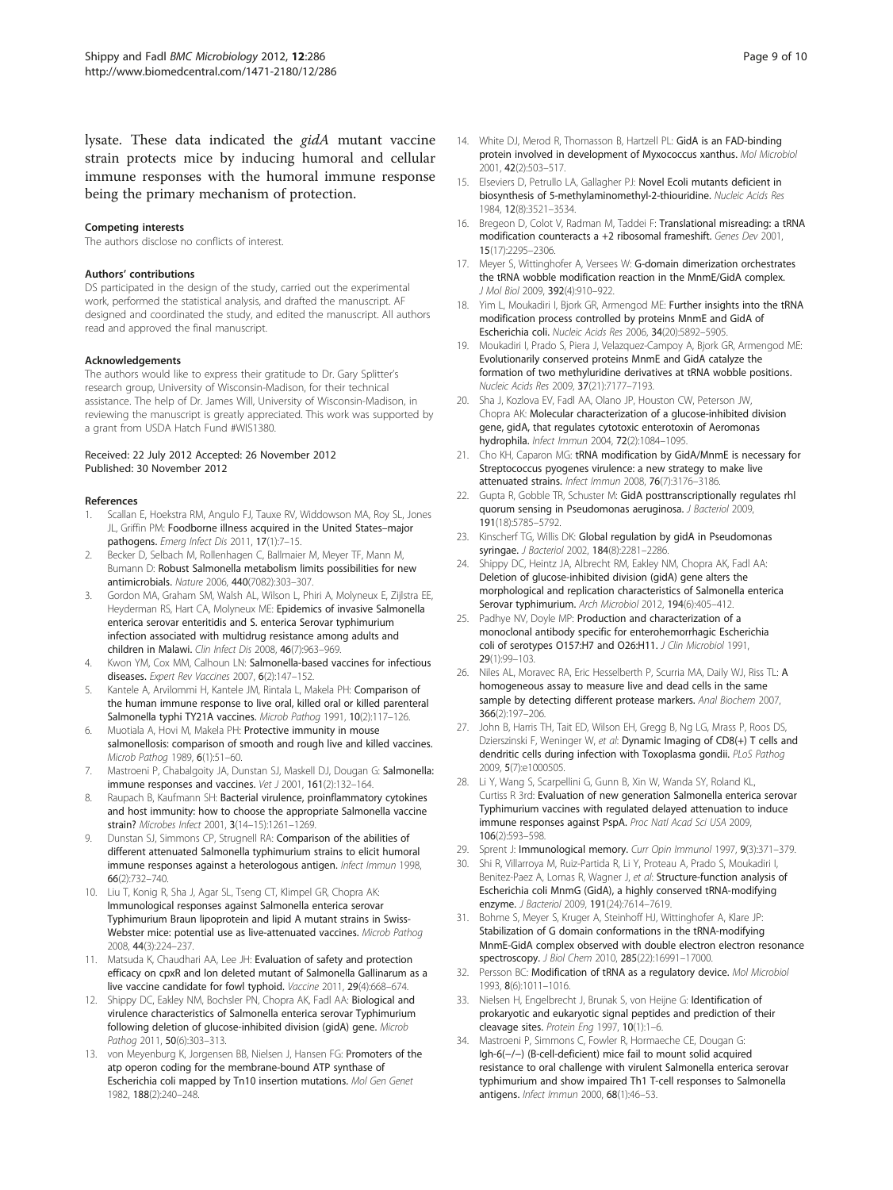lysate. These data indicated the *gidA* mutant vaccine strain protects mice by inducing humoral and cellular immune responses with the humoral immune response being the primary mechanism of protection.

#### Competing interests

The authors disclose no conflicts of interest.

#### Authors' contributions

DS participated in the design of the study, carried out the experimental work, performed the statistical analysis, and drafted the manuscript. AF designed and coordinated the study, and edited the manuscript. All authors read and approved the final manuscript.

#### Acknowledgements

The authors would like to express their gratitude to Dr. Gary Splitter's research group, University of Wisconsin-Madison, for their technical assistance. The help of Dr. James Will, University of Wisconsin-Madison, in reviewing the manuscript is greatly appreciated. This work was supported by a grant from USDA Hatch Fund #WIS1380.

Received: 22 July 2012 Accepted: 26 November 2012
Published: 30 November 2012

#### References

1. Scallan E, Hoekstra RM, Angulo FJ, Tauxe RV, Widdowson MA, Roy SL, Jones JL, Griffin PM: **Foodborne illness acquired in the United States–major pathogens.** *Emerg Infect Dis* 2011, **17**(1):7–15.
2. Becker D, Selbach M, Rollenhagen C, Ballmaier M, Meyer TF, Mann M, Bumann D: **Robust Salmonella metabolism limits possibilities for new antimicrobials.** *Nature* 2006, **440**(7082):303–307.
3. Gordon MA, Graham SM, Walsh AL, Wilson L, Phiri A, Molyneux E, Zijlstra EE, Heyderman RS, Hart CA, Molyneux ME: **Epidemics of invasive Salmonella enterica serovar enteritidis and S. enterica Serovar typhimurium infection associated with multidrug resistance among adults and children in Malawi.** *Clin Infect Dis* 2008, **46**(7):963–969.
4. Kwon YM, Cox MM, Calhoun LN: **Salmonella-based vaccines for infectious diseases.** *Expert Rev Vaccines* 2007, **6**(2):147–152.
5. Kantele A, Arvilommi H, Kantele JM, Rintala L, Makela PH: **Comparison of the human immune response to live oral, killed oral or killed parenteral Salmonella typhi TY21A vaccines.** *Microb Pathog* 1991, **10**(2):117–126.
6. Muotiala A, Hovi M, Makela PH: **Protective immunity in mouse salmonellosis: comparison of smooth and rough live and killed vaccines.** *Microb Pathog* 1989, **6**(1):51–60.
7. Mastroeni P, Chabalgoity JA, Dunstan SJ, Maskell DJ, Dougan G: **Salmonella: immune responses and vaccines.** *Vet J* 2001, **161**(2):132–164.
8. Raupach B, Kaufmann SH: **Bacterial virulence, proinflammatory cytokines and host immunity: how to choose the appropriate Salmonella vaccine strain?** *Microbes Infect* 2001, **3**(14–15):1261–1269.
9. Dunstan SJ, Simmons CP, Strugnell RA: **Comparison of the abilities of different attenuated Salmonella typhimurium strains to elicit humoral immune responses against a heterologous antigen.** *Infect Immun* 1998, **66**(2):732–740.
10. Liu T, Konig R, Sha J, Agar SL, Tseng CT, Klimpel GR, Chopra AK: **Immunological responses against Salmonella enterica serovar Typhimurium Braun lipoprotein and lipid A mutant strains in Swiss-Webster mice: potential use as live-attenuated vaccines.** *Microb Pathog* 2008, **44**(3):224–237.
11. Matsuda K, Chaudhari AA, Lee JH: **Evaluation of safety and protection efficacy on cpxR and lon deleted mutant of Salmonella Gallinarum as a live vaccine candidate for fowl typhoid.** *Vaccine* 2011, **29**(4):668–674.
12. Shippy DC, Eakley NM, Bochsler PN, Chopra AK, Fadl AA: **Biological and virulence characteristics of Salmonella enterica serovar Typhimurium following deletion of glucose-inhibited division (gidA) gene.** *Microb Pathog* 2011, **50**(6):303–313.
13. von Meyenburg K, Jorgensen BB, Nielsen J, Hansen FG: **Promoters of the atp operon coding for the membrane-bound ATP synthase of Escherichia coli mapped by Tn10 insertion mutations.** *Mol Gen Genet* 1982, **188**(2):240–248.
14. White DJ, Merod R, Thomasson B, Hartzell PL: **GidA is an FAD-binding protein involved in development of Myxococcus xanthus.** *Mol Microbiol* 2001, **42**(2):503–517.
15. Elseviers D, Petrullo LA, Gallagher PJ: **Novel Ecoli mutants deficient in biosynthesis of 5-methylaminomethyl-2-thiouridine.** *Nucleic Acids Res* 1984, **12**(8):3521–3534.
16. Bregeon D, Colot V, Radman M, Taddei F: **Translational misreading: a tRNA modification counteracts a +2 ribosomal frameshift.** *Genes Dev* 2001, **15**(17):2295–2306.
17. Meyer S, Wittinghofer A, Versees W: **G-domain dimerization orchestrates the tRNA wobble modification reaction in the MnmE/GidA complex.** *J Mol Biol* 2009, **392**(4):910–922.
18. Yim L, Moukadiri I, Bjork GR, Armengod ME: **Further insights into the tRNA modification process controlled by proteins MnmE and GidA of Escherichia coli.** *Nucleic Acids Res* 2006, **34**(20):5892–5905.
19. Moukadiri I, Prado S, Piera J, Velazquez-Campoy A, Bjork GR, Armengod ME: **Evolutionarily conserved proteins MnmE and GidA catalyze the formation of two methyluridine derivatives at tRNA wobble positions.** *Nucleic Acids Res* 2009, **37**(21):7177–7193.
20. Sha J, Kozlova EV, Fadl AA, Olano JP, Houston CW, Peterson JW, Chopra AK: **Molecular characterization of a glucose-inhibited division gene, gidA, that regulates cytotoxic enterotoxin of Aeromonas hydrophila.** *Infect Immun* 2004, **72**(2):1084–1095.
21. Cho KH, Caparon MG: **tRNA modification by GidA/MnmE is necessary for Streptococcus pyogenes virulence: a new strategy to make live attenuated strains.** *Infect Immun* 2008, **76**(7):3176–3186.
22. Gupta R, Gobble TR, Schuster M: **GidA posttranscriptionally regulates rhl quorum sensing in Pseudomonas aeruginosa.** *J Bacteriol* 2009, **191**(18):5785–5792.
23. Kinscherf TG, Willis DK: **Global regulation by gidA in Pseudomonas syringae.** *J Bacteriol* 2002, **184**(8):2281–2286.
24. Shippy DC, Heintz JA, Albrecht RM, Eakley NM, Chopra AK, Fadl AA: **Deletion of glucose-inhibited division (gidA) gene alters the morphological and replication characteristics of Salmonella enterica Serovar typhimurium.** *Arch Microbiol* 2012, **194**(6):405–412.
25. Padhye NV, Doyle MP: **Production and characterization of a monoclonal antibody specific for enterohemorrhagic Escherichia coli of serotypes O157:H7 and O26:H11.** *J Clin Microbiol* 1991, **29**(1):99–103.
26. Niles AL, Moravec RA, Eric Hesselberth P, Scurria MA, Daily WJ, Riss TL: **A homogeneous assay to measure live and dead cells in the same sample by detecting different protease markers.** *Anal Biochem* 2007, **366**(2):197–206.
27. John B, Harris TH, Tait ED, Wilson EH, Gregg B, Ng LG, Mrass P, Roos DS, Dzierszinski F, Weninger W, *et al*: **Dynamic Imaging of CD8(+) T cells and dendritic cells during infection with Toxoplasma gondii.** *PLoS Pathog* 2009, **5**(7):e1000505.
28. Li Y, Wang S, Scarpellini G, Gunn B, Xin W, Wanda SY, Roland KL, Curtiss R 3rd: **Evaluation of new generation Salmonella enterica serovar Typhimurium vaccines with regulated delayed attenuation to induce immune responses against PspA.** *Proc Natl Acad Sci USA* 2009, **106**(2):593–598.
29. Sprent J: **Immunological memory.** *Curr Opin Immunol* 1997, **9**(3):371–379.
30. Shi R, Villarroya M, Ruiz-Partida R, Li Y, Proteau A, Prado S, Moukadiri I, Benitez-Paez A, Lomas R, Wagner J, *et al*: **Structure-function analysis of Escherichia coli MnmG (GidA), a highly conserved tRNA-modifying enzyme.** *J Bacteriol* 2009, **191**(24):7614–7619.
31. Bohme S, Meyer S, Kruger A, Steinhoff HJ, Wittinghofer A, Klare JP: **Stabilization of G domain conformations in the tRNA-modifying MnmE-GidA complex observed with double electron electron resonance spectroscopy.** *J Biol Chem* 2010, **285**(22):16991–17000.
32. Persson BC: **Modification of tRNA as a regulatory device.** *Mol Microbiol* 1993, **8**(6):1011–1016.
33. Nielsen H, Engelbrecht J, Brunak S, von Heijne G: **Identification of prokaryotic and eukaryotic signal peptides and prediction of their cleavage sites.** *Protein Eng* 1997, **10**(1):1–6.
34. Mastroeni P, Simmons C, Fowler R, Hormaeche CE, Dougan G: **Igh-6(−/−) (B-cell-deficient) mice fail to mount solid acquired resistance to oral challenge with virulent Salmonella enterica serovar typhimurium and show impaired Th1 T-cell responses to Salmonella antigens.** *Infect Immun* 2000, **68**(1):46–53.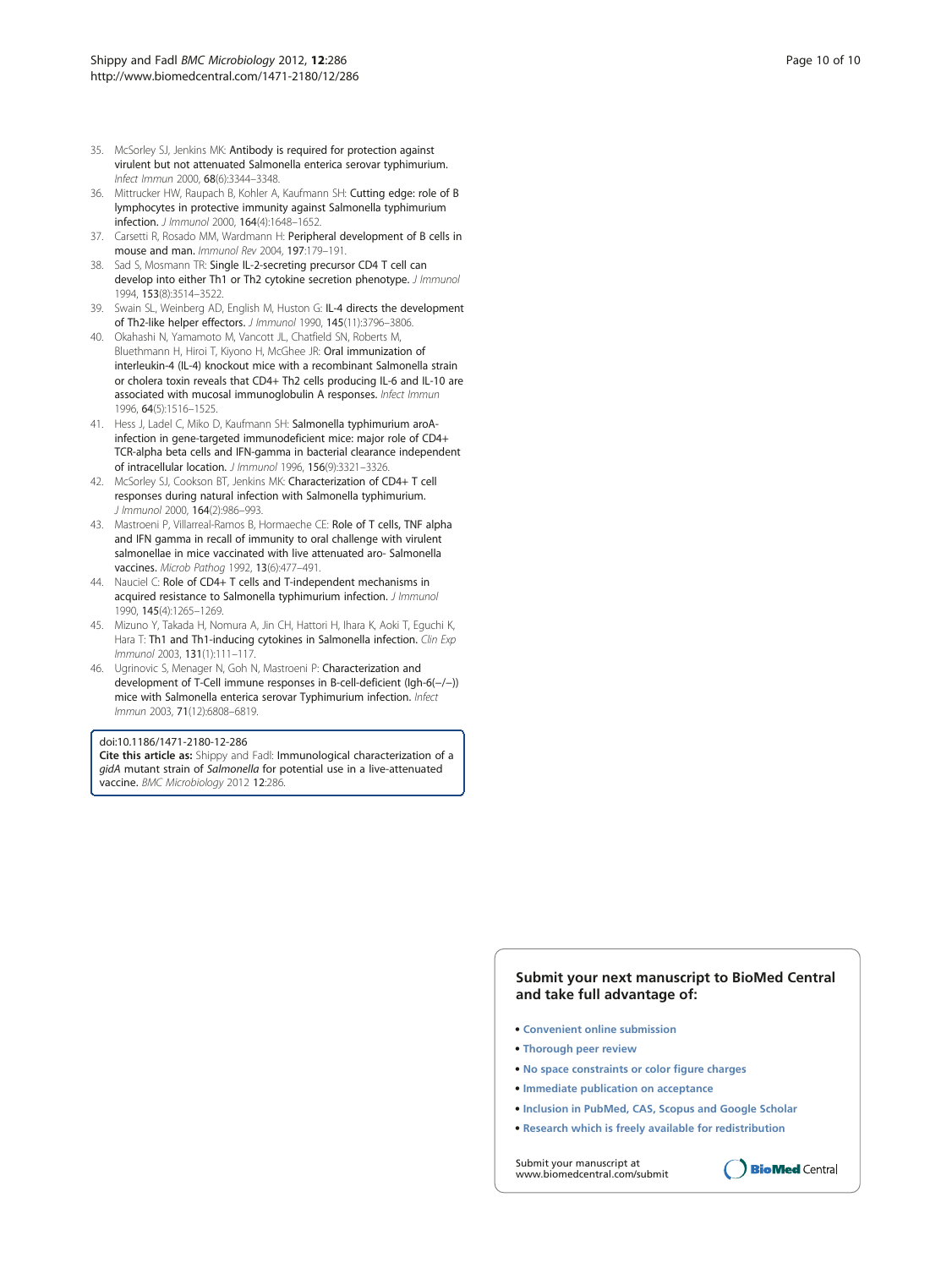35. McSorley SJ, Jenkins MK: **Antibody is required for protection against virulent but not attenuated Salmonella enterica serovar typhimurium.** *Infect Immun* 2000, **68**(6):3344–3348.
36. Mittrucker HW, Raupach B, Kohler A, Kaufmann SH: **Cutting edge: role of B lymphocytes in protective immunity against Salmonella typhimurium infection.** *J Immunol* 2000, **164**(4):1648–1652.
37. Carsetti R, Rosado MM, Wardmann H: **Peripheral development of B cells in mouse and man.** *Immunol Rev* 2004, **197**:179–191.
38. Sad S, Mosmann TR: **Single IL-2-secreting precursor CD4 T cell can develop into either Th1 or Th2 cytokine secretion phenotype.** *J Immunol* 1994, **153**(8):3514–3522.
39. Swain SL, Weinberg AD, English M, Huston G: **IL-4 directs the development of Th2-like helper effectors.** *J Immunol* 1990, **145**(11):3796–3806.
40. Okahashi N, Yamamoto M, Vancott JL, Chatfield SN, Roberts M, Bluethmann H, Hiroi T, Kiyono H, McGhee JR: **Oral immunization of interleukin-4 (IL-4) knockout mice with a recombinant Salmonella strain or cholera toxin reveals that CD4+ Th2 cells producing IL-6 and IL-10 are associated with mucosal immunoglobulin A responses.** *Infect Immun* 1996, **64**(5):1516–1525.
41. Hess J, Ladel C, Miko D, Kaufmann SH: **Salmonella typhimurium aroA-infection in gene-targeted immunodeficient mice: major role of CD4+ TCR-alpha beta cells and IFN-gamma in bacterial clearance independent of intracellular location.** *J Immunol* 1996, **156**(9):3321–3326.
42. McSorley SJ, Cookson BT, Jenkins MK: **Characterization of CD4+ T cell responses during natural infection with Salmonella typhimurium.** *J Immunol* 2000, **164**(2):986–993.
43. Mastroeni P, Villarreal-Ramos B, Hormaeche CE: **Role of T cells, TNF alpha and IFN gamma in recall of immunity to oral challenge with virulent salmonellae in mice vaccinated with live attenuated aro- Salmonella vaccines.** *Microb Pathog* 1992, **13**(6):477–491.
44. Nauciel C: **Role of CD4+ T cells and T-independent mechanisms in acquired resistance to Salmonella typhimurium infection.** *J Immunol* 1990, **145**(4):1265–1269.
45. Mizuno Y, Takada H, Nomura A, Jin CH, Hattori H, Ihara K, Aoki T, Eguchi K, Hara T: **Th1 and Th1-inducing cytokines in Salmonella infection.** *Clin Exp Immunol* 2003, **131**(1):111–117.
46. Ugrinovic S, Menager N, Goh N, Mastroeni P: **Characterization and development of T-Cell immune responses in B-cell-deficient (Igh-6(−/−)) mice with Salmonella enterica serovar Typhimurium infection.** *Infect Immun* 2003, **71**(12):6808–6819.

doi:10.1186/1471-2180-12-286
**Cite this article as:** Shippy and Fadl: Immunological characterization of a *gidA* mutant strain of *Salmonella* for potential use in a live-attenuated vaccine. *BMC Microbiology* 2012 **12**:286.

**Submit your next manuscript to BioMed Central and take full advantage of:**

- **Convenient online submission**
- **Thorough peer review**
- **No space constraints or color figure charges**
- **Immediate publication on acceptance**
- **Inclusion in PubMed, CAS, Scopus and Google Scholar**
- **Research which is freely available for redistribution**

Submit your manuscript at
www.biomedcentral.com/submit

BioMed Central